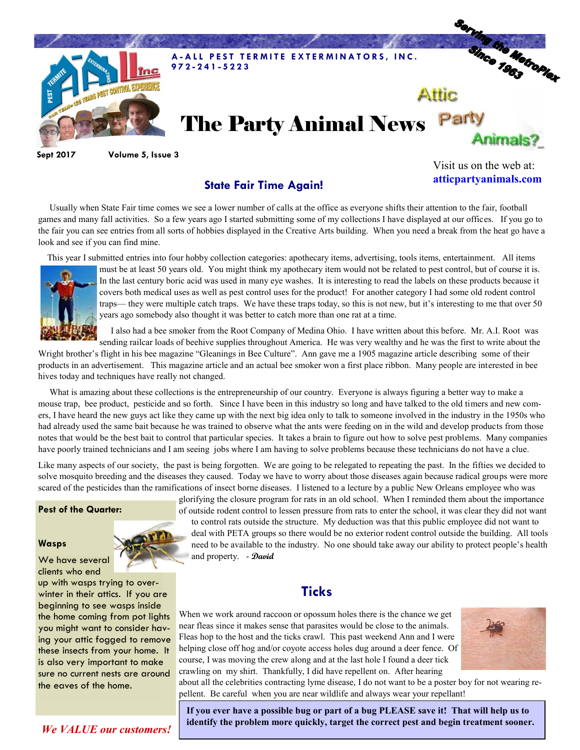**A-ALL PEST TERMITE EXTERMINATORS, INC.**
**972-241-5223**

Serving the MetroPlex Since 1963

# The Party Animal News

Attic Party Animals?

Sept 2017 Volume 5, Issue 3

Visit us on the web at: **atticpartyanimals.com**

## State Fair Time Again!

Usually when State Fair time comes we see a lower number of calls at the office as everyone shifts their attention to the fair, football games and many fall activities. So a few years ago I started submitting some of my collections I have displayed at our offices. If you go to the fair you can see entries from all sorts of hobbies displayed in the Creative Arts building. When you need a break from the heat go have a look and see if you can find mine.

This year I submitted entries into four hobby collection categories: apothecary items, advertising, tools items, entertainment. All items must be at least 50 years old. You might think my apothecary item would not be related to pest control, but of course it is. In the last century boric acid was used in many eye washes. It is interesting to read the labels on these products because it covers both medical uses as well as pest control uses for the product! For another category I had some old rodent control traps— they were multiple catch traps. We have these traps today, so this is not new, but it's interesting to me that over 50 years ago somebody also thought it was better to catch more than one rat at a time.

I also had a bee smoker from the Root Company of Medina Ohio. I have written about this before. Mr. A.I. Root was sending railcar loads of beehive supplies throughout America. He was very wealthy and he was the first to write about the Wright brother's flight in his bee magazine "Gleanings in Bee Culture". Ann gave me a 1905 magazine article describing some of their products in an advertisement. This magazine article and an actual bee smoker won a first place ribbon. Many people are interested in bee hives today and techniques have really not changed.

What is amazing about these collections is the entrepreneurship of our country. Everyone is always figuring a better way to make a mouse trap, bee product, pesticide and so forth. Since I have been in this industry so long and have talked to the old timers and new comers, I have heard the new guys act like they came up with the next big idea only to talk to someone involved in the industry in the 1950s who had already used the same bait because he was trained to observe what the ants were feeding on in the wild and develop products from those notes that would be the best bait to control that particular species. It takes a brain to figure out how to solve pest problems. Many companies have poorly trained technicians and I am seeing jobs where I am having to solve problems because these technicians do not have a clue.

Like many aspects of our society, the past is being forgotten. We are going to be relegated to repeating the past. In the fifties we decided to solve mosquito breeding and the diseases they caused. Today we have to worry about those diseases again because radical groups were more scared of the pesticides than the ramifications of insect borne diseases. I listened to a lecture by a public New Orleans employee who was glorifying the closure program for rats in an old school. When I reminded them about the importance of outside rodent control to lessen pressure from rats to enter the school, it was clear they did not want to control rats outside the structure. My deduction was that this public employee did not want to deal with PETA groups so there would be no exterior rodent control outside the building. All tools need to be available to the industry. No one should take away our ability to protect people's health and property. - *David*

**Pest of the Quarter:**

**Wasps**

We have several clients who end up with wasps trying to overwinter in their attics. If you are beginning to see wasps inside the home coming from pot lights you might want to consider having your attic fogged to remove these insects from your home. It is also very important to make sure no current nests are around the eaves of the home.

*We VALUE our customers!*

## Ticks

When we work around raccoon or opossum holes there is the chance we get near fleas since it makes sense that parasites would be close to the animals. Fleas hop to the host and the ticks crawl. This past weekend Ann and I were helping close off hog and/or coyote access holes dug around a deer fence. Of course, I was moving the crew along and at the last hole I found a deer tick crawling on my shirt. Thankfully, I did have repellent on. After hearing about all the celebrities contracting lyme disease, I do not want to be a poster boy for not wearing repellent. Be careful when you are near wildlife and always wear your repellant!

**If you ever have a possible bug or part of a bug PLEASE save it! That will help us to identify the problem more quickly, target the correct pest and begin treatment sooner.**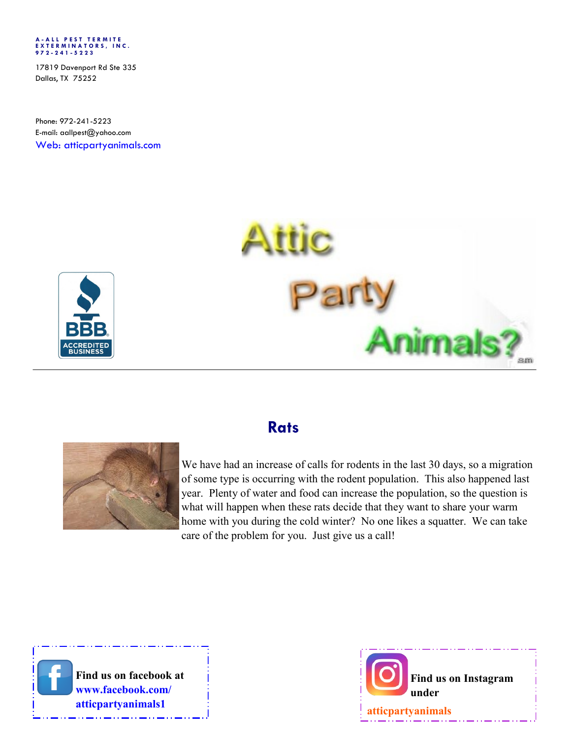**A-ALL PEST TERMITE EXTERMINATORS, INC.**
**972-241-5223**

17819 Davenport Rd Ste 335
Dallas, TX 75252

Phone: 972-241-5223
E-mail: aallpest@yahoo.com
Web: atticpartyanimals.com

Attic Party Animals?

## Rats

We have had an increase of calls for rodents in the last 30 days, so a migration of some type is occurring with the rodent population. This also happened last year. Plenty of water and food can increase the population, so the question is what will happen when these rats decide that they want to share your warm home with you during the cold winter? No one likes a squatter. We can take care of the problem for you. Just give us a call!

**Find us on facebook at www.facebook.com/atticpartyanimals1**

**Find us on Instagram under atticpartyanimals**